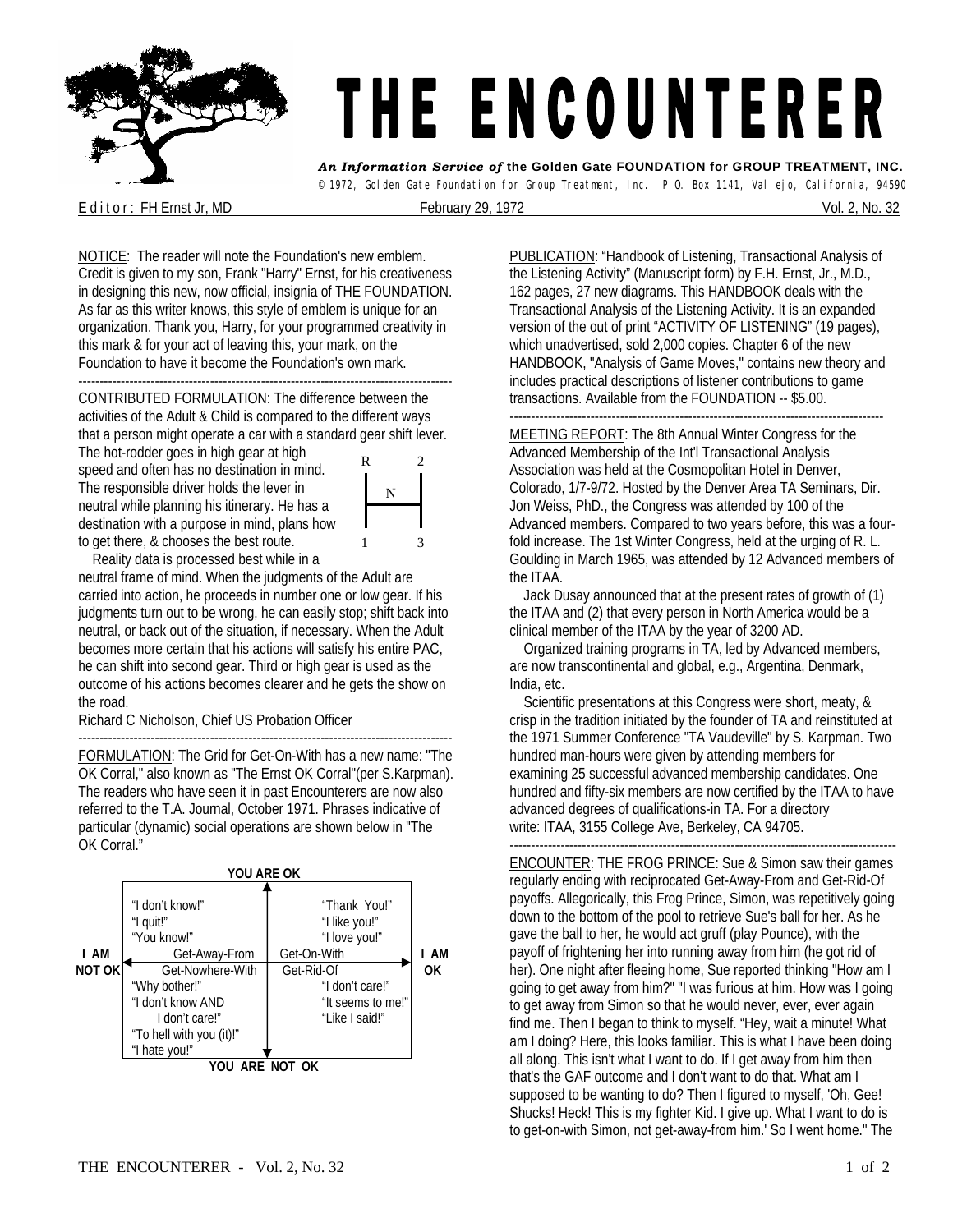# THE ENCOUNTERER

***An Information Service of*** **the Golden Gate FOUNDATION for GROUP TREATMENT, INC.**

© 1972, Golden Gate Foundation for Group Treatment, Inc. P.O. Box 1141, Vallejo, California, 94590

Editor: FH Ernst Jr, MD — February 29, 1972 — Vol. 2, No. 32

NOTICE: The reader will note the Foundation's new emblem. Credit is given to my son, Frank "Harry" Ernst, for his creativeness in designing this new, now official, insignia of THE FOUNDATION. As far as this writer knows, this style of emblem is unique for an organization. Thank you, Harry, for your programmed creativity in this mark & for your act of leaving this, your mark, on the Foundation to have it become the Foundation's own mark.

---

CONTRIBUTED FORMULATION: The difference between the activities of the Adult & Child is compared to the different ways that a person might operate a car with a standard gear shift lever. The hot-rodder goes in high gear at high speed and often has no destination in mind. The responsible driver holds the lever in neutral while planning his itinerary. He has a destination with a purpose in mind, plans how to get there, & chooses the best route.

```
R       2
|   N   |
|-------|
|       |
1       3
```

Reality data is processed best while in a neutral frame of mind. When the judgments of the Adult are carried into action, he proceeds in number one or low gear. If his judgments turn out to be wrong, he can easily stop; shift back into neutral, or back out of the situation, if necessary. When the Adult becomes more certain that his actions will satisfy his entire PAC, he can shift into second gear. Third or high gear is used as the outcome of his actions becomes clearer and he gets the show on the road.

Richard C Nicholson, Chief US Probation Officer

---

FORMULATION: The Grid for Get-On-With has a new name: "The OK Corral," also known as "The Ernst OK Corral"(per S.Karpman). The readers who have seen it in past Encounterers are now also referred to the T.A. Journal, October 1971. Phrases indicative of particular (dynamic) social operations are shown below in "The OK Corral."

**YOU ARE OK**

| I AM NOT OK | | I AM OK |
|---|---|---|
| "I don't know!"<br>"I quit!"<br>"You know!"<br>Get-Away-From | "Thank You!"<br>"I like you!"<br>"I love you!"<br>Get-On-With | |
| Get-Nowhere-With<br>"Why bother!"<br>"I don't know AND I don't care!"<br>"To hell with you (it)!"<br>"I hate you!" | Get-Rid-Of<br>"I don't care!"<br>"It seems to me!"<br>"Like I said!" | |

**YOU ARE NOT OK**

PUBLICATION: "Handbook of Listening, Transactional Analysis of the Listening Activity" (Manuscript form) by F.H. Ernst, Jr., M.D., 162 pages, 27 new diagrams. This HANDBOOK deals with the Transactional Analysis of the Listening Activity. It is an expanded version of the out of print "ACTIVITY OF LISTENING" (19 pages), which unadvertised, sold 2,000 copies. Chapter 6 of the new HANDBOOK, "Analysis of Game Moves," contains new theory and includes practical descriptions of listener contributions to game transactions. Available from the FOUNDATION -- $5.00.

---

MEETING REPORT: The 8th Annual Winter Congress for the Advanced Membership of the Int'l Transactional Analysis Association was held at the Cosmopolitan Hotel in Denver, Colorado, 1/7-9/72. Hosted by the Denver Area TA Seminars, Dir. Jon Weiss, PhD., the Congress was attended by 100 of the Advanced members. Compared to two years before, this was a four-fold increase. The 1st Winter Congress, held at the urging of R. L. Goulding in March 1965, was attended by 12 Advanced members of the ITAA.

Jack Dusay announced that at the present rates of growth of (1) the ITAA and (2) that every person in North America would be a clinical member of the ITAA by the year of 3200 AD.

Organized training programs in TA, led by Advanced members, are now transcontinental and global, e.g., Argentina, Denmark, India, etc.

Scientific presentations at this Congress were short, meaty, & crisp in the tradition initiated by the founder of TA and reinstituted at the 1971 Summer Conference "TA Vaudeville" by S. Karpman. Two hundred man-hours were given by attending members for examining 25 successful advanced membership candidates. One hundred and fifty-six members are now certified by the ITAA to have advanced degrees of qualifications-in TA. For a directory write: ITAA, 3155 College Ave, Berkeley, CA 94705.

---

ENCOUNTER: THE FROG PRINCE: Sue & Simon saw their games regularly ending with reciprocated Get-Away-From and Get-Rid-Of payoffs. Allegorically, this Frog Prince, Simon, was repetitively going down to the bottom of the pool to retrieve Sue's ball for her. As he gave the ball to her, he would act gruff (play Pounce), with the payoff of frightening her into running away from him (he got rid of her). One night after fleeing home, Sue reported thinking "How am I going to get away from him?" "I was furious at him. How was I going to get away from Simon so that he would never, ever, ever again find me. Then I began to think to myself. "Hey, wait a minute! What am I doing? Here, this looks familiar. This is what I have been doing all along. This isn't what I want to do. If I get away from him then that's the GAF outcome and I don't want to do that. What am I supposed to be wanting to do? Then I figured to myself, 'Oh, Gee! Shucks! Heck! This is my fighter Kid. I give up. What I want to do is to get-on-with Simon, not get-away-from him.' So I went home." The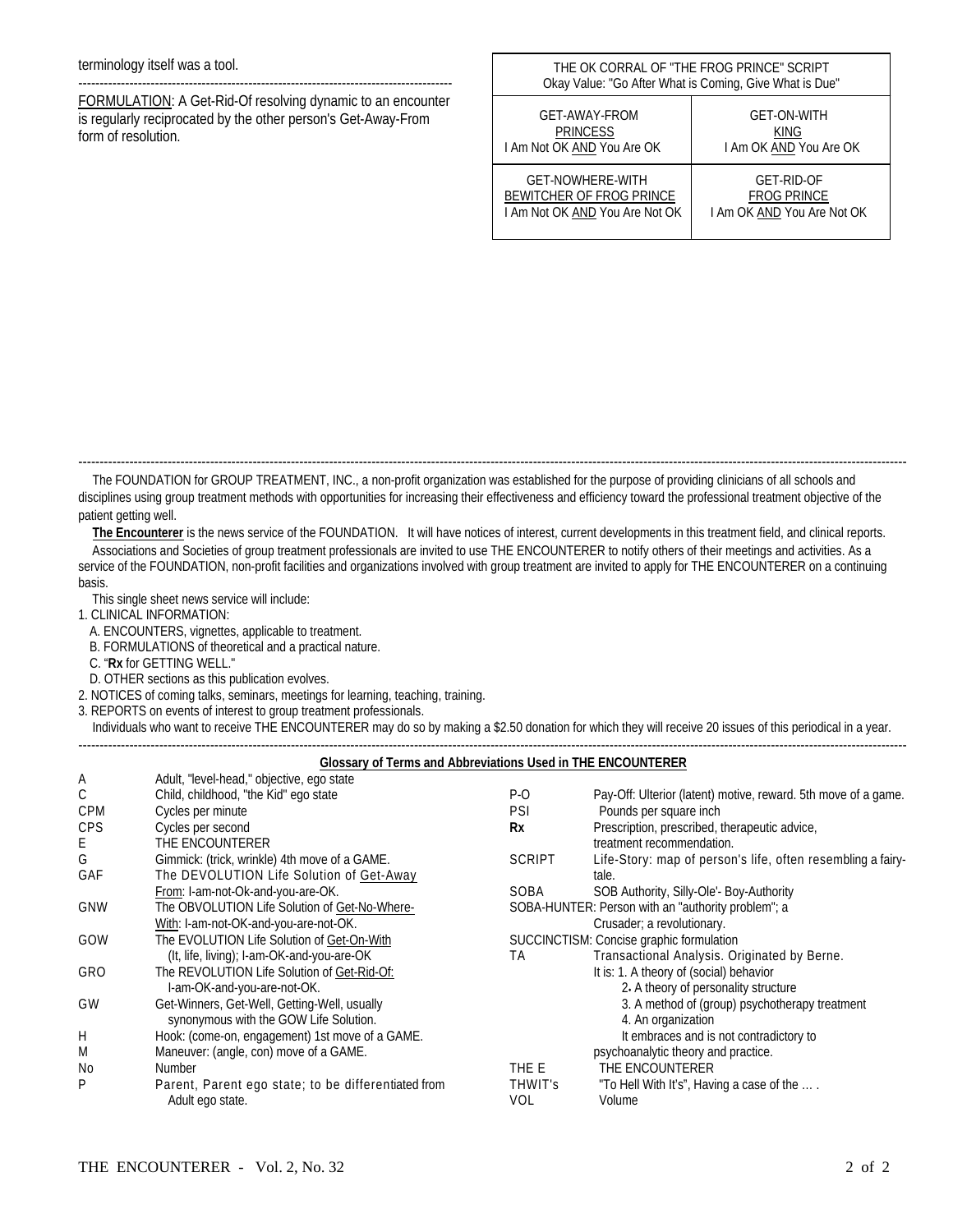terminology itself was a tool.

---

FORMULATION: A Get-Rid-Of resolving dynamic to an encounter is regularly reciprocated by the other person's Get-Away-From form of resolution.

| THE OK CORRAL OF "THE FROG PRINCE" SCRIPT<br>Okay Value: "Go After What is Coming, Give What is Due" | |
|---|---|
| GET-AWAY-FROM<br>PRINCESS<br>I Am Not OK AND You Are OK | GET-ON-WITH<br>KING<br>I Am OK AND You Are OK |
| GET-NOWHERE-WITH<br>BEWITCHER OF FROG PRINCE<br>I Am Not OK AND You Are Not OK | GET-RID-OF<br>FROG PRINCE<br>I Am OK AND You Are Not OK |

---

The FOUNDATION for GROUP TREATMENT, INC., a non-profit organization was established for the purpose of providing clinicians of all schools and disciplines using group treatment methods with opportunities for increasing their effectiveness and efficiency toward the professional treatment objective of the patient getting well.

**The Encounterer** is the news service of the FOUNDATION. It will have notices of interest, current developments in this treatment field, and clinical reports.

Associations and Societies of group treatment professionals are invited to use THE ENCOUNTERER to notify others of their meetings and activities. As a service of the FOUNDATION, non-profit facilities and organizations involved with group treatment are invited to apply for THE ENCOUNTERER on a continuing basis.

This single sheet news service will include:

1. CLINICAL INFORMATION:
   A. ENCOUNTERS, vignettes, applicable to treatment.
   B. FORMULATIONS of theoretical and a practical nature.
   C. "**Rx** for GETTING WELL."
   D. OTHER sections as this publication evolves.
2. NOTICES of coming talks, seminars, meetings for learning, teaching, training.
3. REPORTS on events of interest to group treatment professionals.

Individuals who want to receive THE ENCOUNTERER may do so by making a $2.50 donation for which they will receive 20 issues of this periodical in a year.

---

**Glossary of Terms and Abbreviations Used in THE ENCOUNTERER**

| | |
|---|---|
| A | Adult, "level-head," objective, ego state |
| C | Child, childhood, "the Kid" ego state |
| CPM | Cycles per minute |
| CPS | Cycles per second |
| E | THE ENCOUNTERER |
| G | Gimmick: (trick, wrinkle) 4th move of a GAME. |
| GAF | The DEVOLUTION Life Solution of Get-Away From: I-am-not-Ok-and-you-are-OK. |
| GNW | The OBVOLUTION Life Solution of Get-No-Where-With: I-am-not-OK-and-you-are-not-OK. |
| GOW | The EVOLUTION Life Solution of Get-On-With (It, life, living); I-am-OK-and-you-are-OK |
| GRO | The REVOLUTION Life Solution of Get-Rid-Of: I-am-OK-and-you-are-not-OK. |
| GW | Get-Winners, Get-Well, Getting-Well, usually synonymous with the GOW Life Solution. |
| H | Hook: (come-on, engagement) 1st move of a GAME. |
| M | Maneuver: (angle, con) move of a GAME. |
| No | Number |
| P | Parent, Parent ego state; to be differentiated from Adult ego state. |
| P-O | Pay-Off: Ulterior (latent) motive, reward. 5th move of a game. |
| PSI | Pounds per square inch |
| **Rx** | Prescription, prescribed, therapeutic advice, treatment recommendation. |
| SCRIPT | Life-Story: map of person's life, often resembling a fairy-tale. |
| SOBA | SOB Authority, Silly-Ole'- Boy-Authority |
| SOBA-HUNTER | Person with an "authority problem"; a Crusader; a revolutionary. |
| SUCCINCTISM | Concise graphic formulation |
| TA | Transactional Analysis. Originated by Berne. It is: 1. A theory of (social) behavior 2. A theory of personality structure 3. A method of (group) psychotherapy treatment 4. An organization. It embraces and is not contradictory to psychoanalytic theory and practice. |
| THE E | THE ENCOUNTERER |
| THWIT's | "To Hell With It's", Having a case of the … . |
| VOL | Volume |